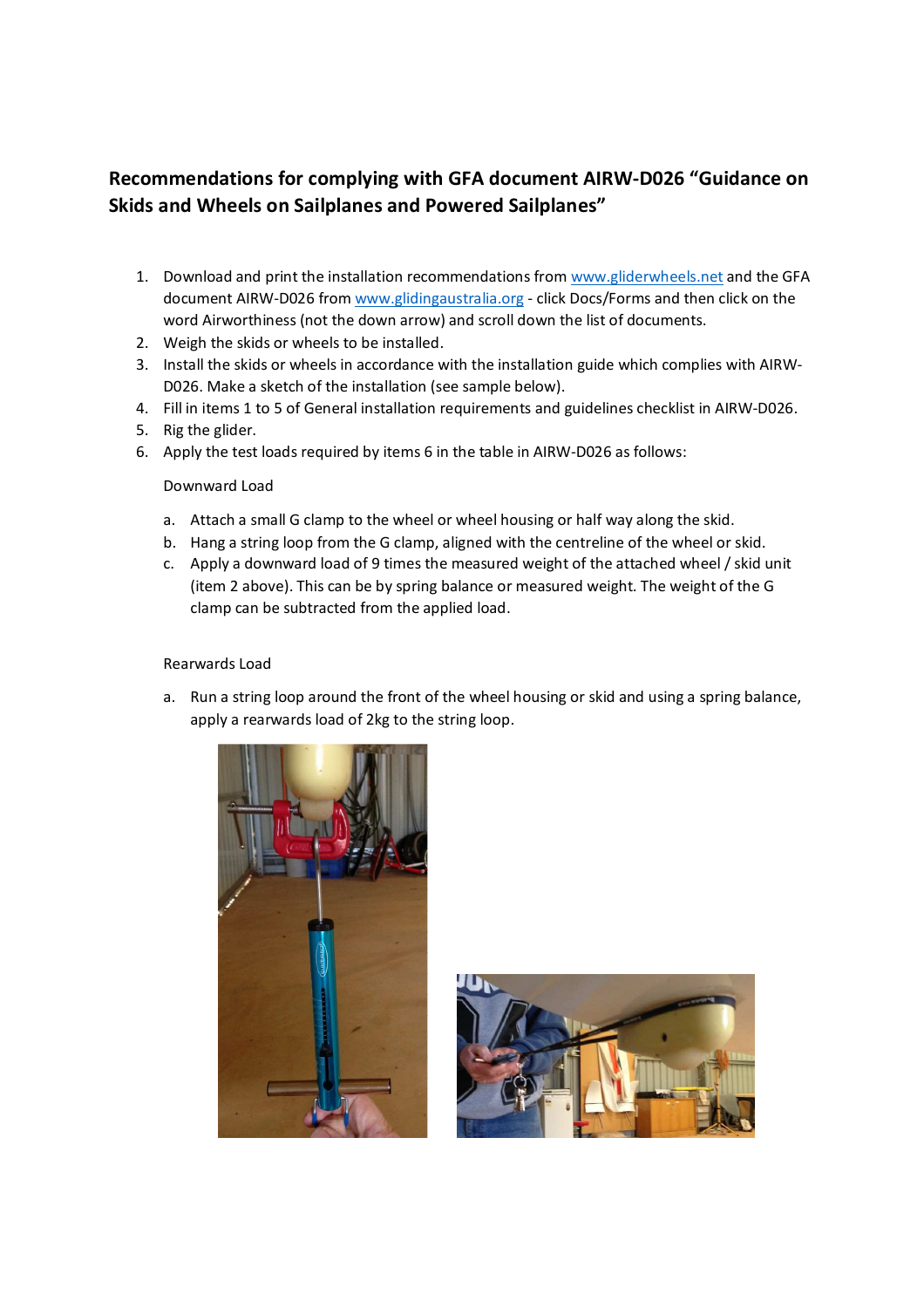# Recommendations for complying with GFA document AIRW-D026 "Guidance on Skids and Wheels on Sailplanes and Powered Sailplanes"

1. Download and print the installation recommendations from [www.gliderwheels.net](http://www.gliderwheels.net) and the GFA document AIRW-D026 from [www.glidingaustralia.org](http://www.glidingaustralia.org) - click Docs/Forms and then click on the word Airworthiness (not the down arrow) and scroll down the list of documents.
2. Weigh the skids or wheels to be installed.
3. Install the skids or wheels in accordance with the installation guide which complies with AIRW-D026. Make a sketch of the installation (see sample below).
4. Fill in items 1 to 5 of General installation requirements and guidelines checklist in AIRW-D026.
5. Rig the glider.
6. Apply the test loads required by items 6 in the table in AIRW-D026 as follows:

   Downward Load

   a. Attach a small G clamp to the wheel or wheel housing or half way along the skid.
   b. Hang a string loop from the G clamp, aligned with the centreline of the wheel or skid.
   c. Apply a downward load of 9 times the measured weight of the attached wheel / skid unit (item 2 above). This can be by spring balance or measured weight. The weight of the G clamp can be subtracted from the applied load.

   Rearwards Load

   a. Run a string loop around the front of the wheel housing or skid and using a spring balance, apply a rearwards load of 2kg to the string loop.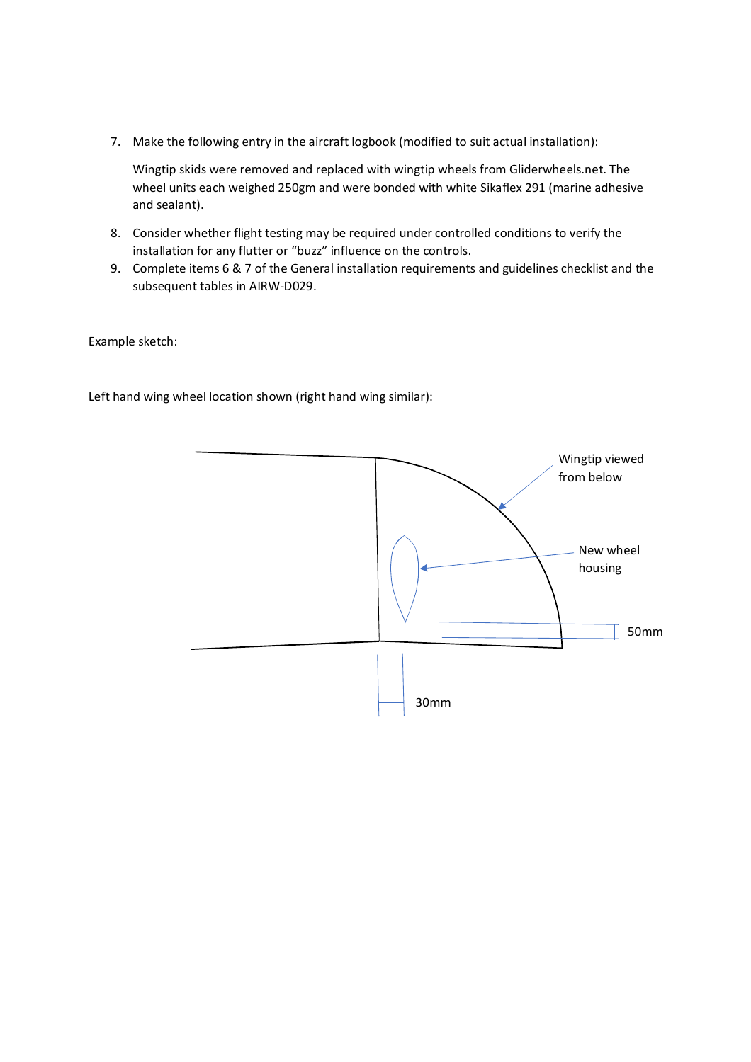7. Make the following entry in the aircraft logbook (modified to suit actual installation):

   Wingtip skids were removed and replaced with wingtip wheels from Gliderwheels.net. The wheel units each weighed 250gm and were bonded with white Sikaflex 291 (marine adhesive and sealant).

8. Consider whether flight testing may be required under controlled conditions to verify the installation for any flutter or "buzz" influence on the controls.
9. Complete items 6 & 7 of the General installation requirements and guidelines checklist and the subsequent tables in AIRW-D029.

Example sketch:

Left hand wing wheel location shown (right hand wing similar):

Wingtip viewed from below

New wheel housing

50mm

30mm